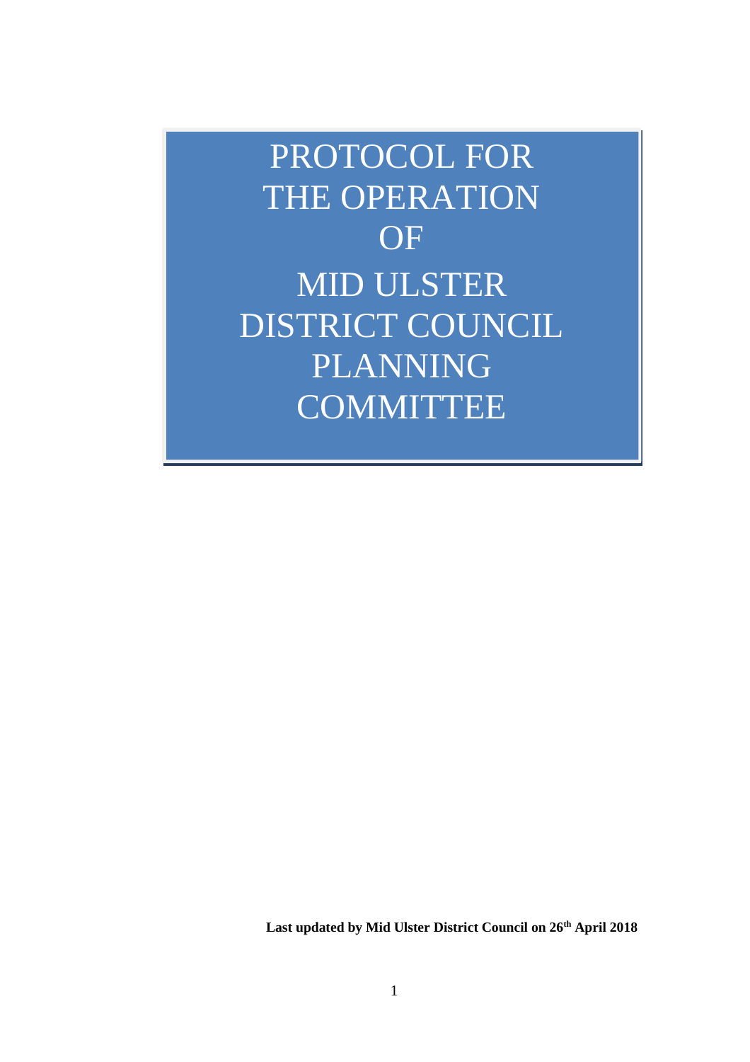# PROTOCOL FOR THE OPERATION OF MID ULSTER DISTRICT COUNCIL PLANNING COMMITTEE

**Last updated by Mid Ulster District Council on 26th April 2018**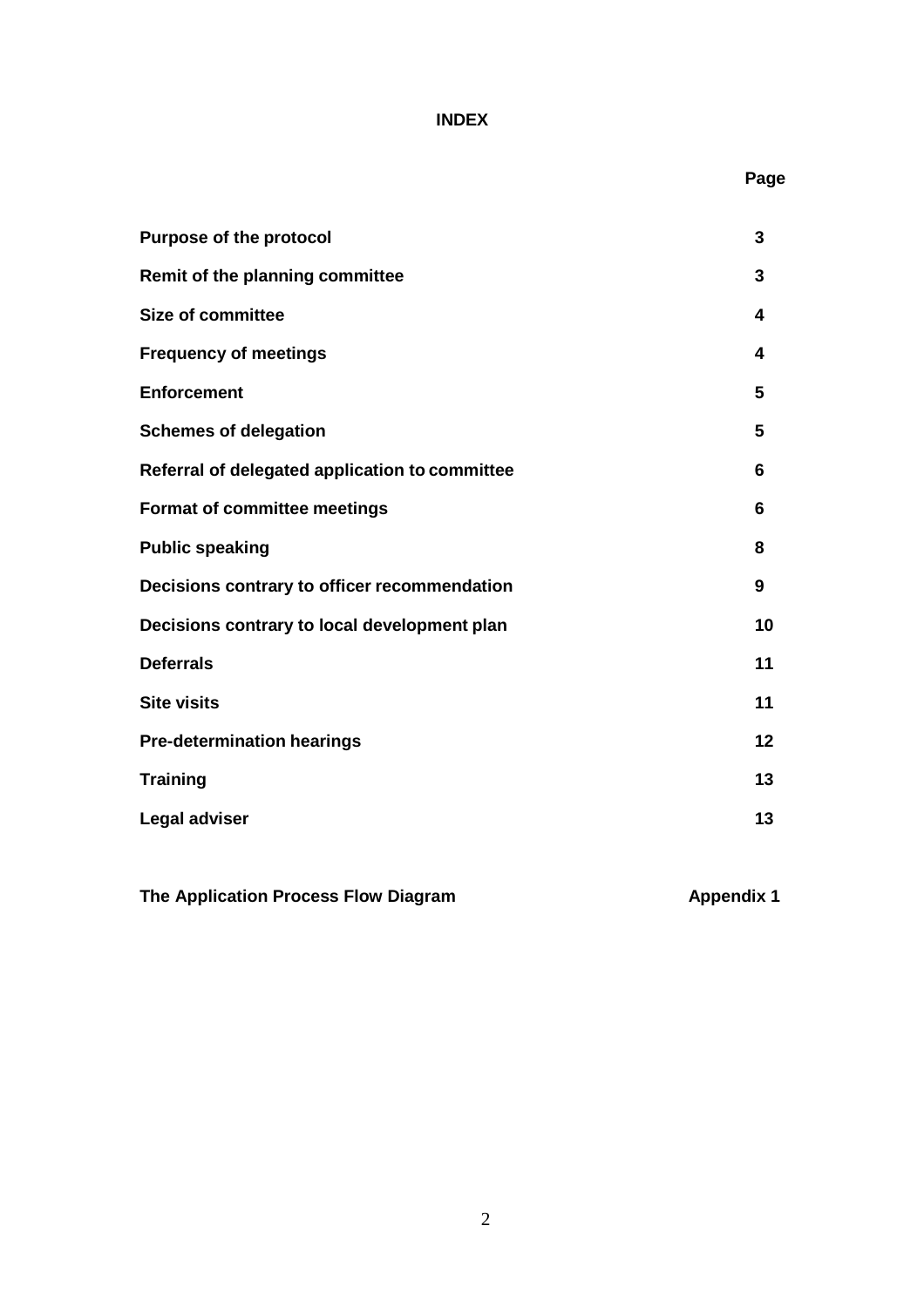# INDEX

| | Page |
|---|---|
| **Purpose of the protocol** | **3** |
| **Remit of the planning committee** | **3** |
| **Size of committee** | **4** |
| **Frequency of meetings** | **4** |
| **Enforcement** | **5** |
| **Schemes of delegation** | **5** |
| **Referral of delegated application to committee** | **6** |
| **Format of committee meetings** | **6** |
| **Public speaking** | **8** |
| **Decisions contrary to officer recommendation** | **9** |
| **Decisions contrary to local development plan** | **10** |
| **Deferrals** | **11** |
| **Site visits** | **11** |
| **Pre-determination hearings** | **12** |
| **Training** | **13** |
| **Legal adviser** | **13** |
| **The Application Process Flow Diagram** | **Appendix 1** |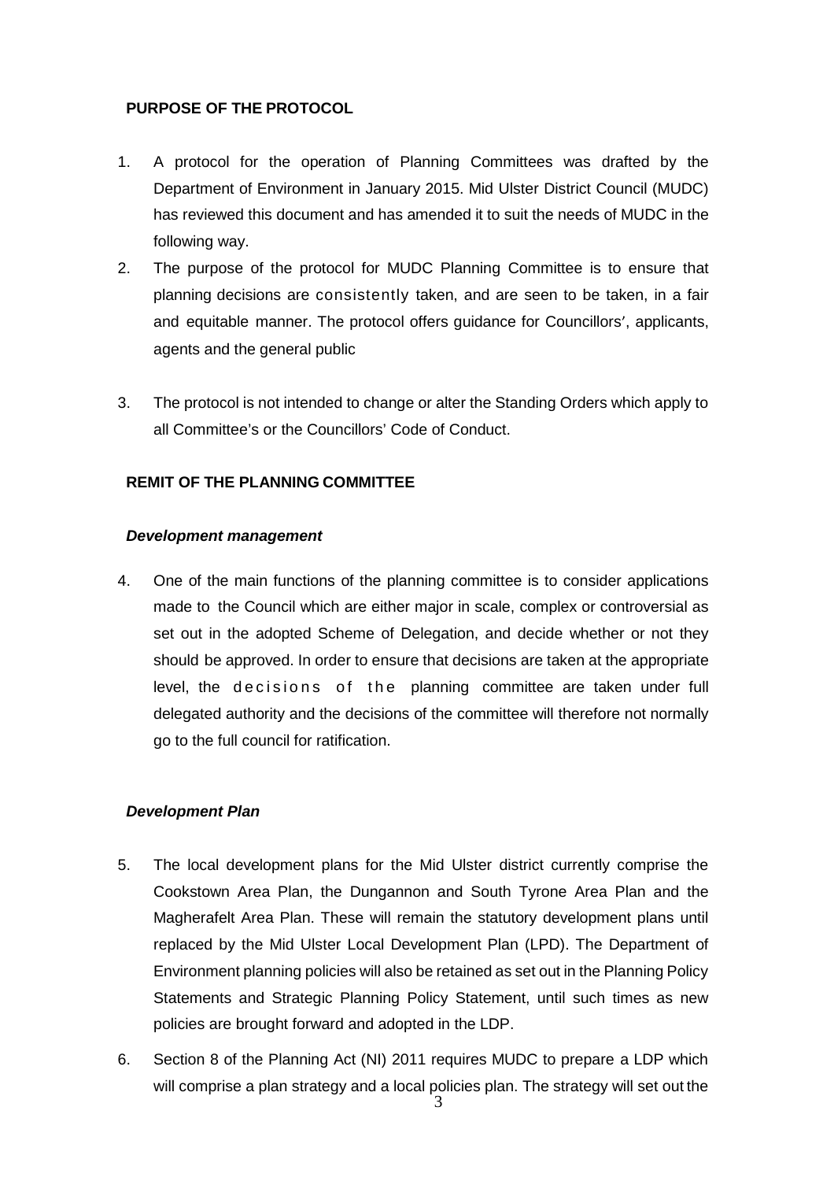## PURPOSE OF THE PROTOCOL

1. A protocol for the operation of Planning Committees was drafted by the Department of Environment in January 2015. Mid Ulster District Council (MUDC) has reviewed this document and has amended it to suit the needs of MUDC in the following way.
2. The purpose of the protocol for MUDC Planning Committee is to ensure that planning decisions are consistently taken, and are seen to be taken, in a fair and equitable manner. The protocol offers guidance for Councillors', applicants, agents and the general public
3. The protocol is not intended to change or alter the Standing Orders which apply to all Committee's or the Councillors' Code of Conduct.

## REMIT OF THE PLANNING COMMITTEE

### *Development management*

4. One of the main functions of the planning committee is to consider applications made to the Council which are either major in scale, complex or controversial as set out in the adopted Scheme of Delegation, and decide whether or not they should be approved. In order to ensure that decisions are taken at the appropriate level, the decisions of the planning committee are taken under full delegated authority and the decisions of the committee will therefore not normally go to the full council for ratification.

### *Development Plan*

5. The local development plans for the Mid Ulster district currently comprise the Cookstown Area Plan, the Dungannon and South Tyrone Area Plan and the Magherafelt Area Plan. These will remain the statutory development plans until replaced by the Mid Ulster Local Development Plan (LPD). The Department of Environment planning policies will also be retained as set out in the Planning Policy Statements and Strategic Planning Policy Statement, until such times as new policies are brought forward and adopted in the LDP.
6. Section 8 of the Planning Act (NI) 2011 requires MUDC to prepare a LDP which will comprise a plan strategy and a local policies plan. The strategy will set out the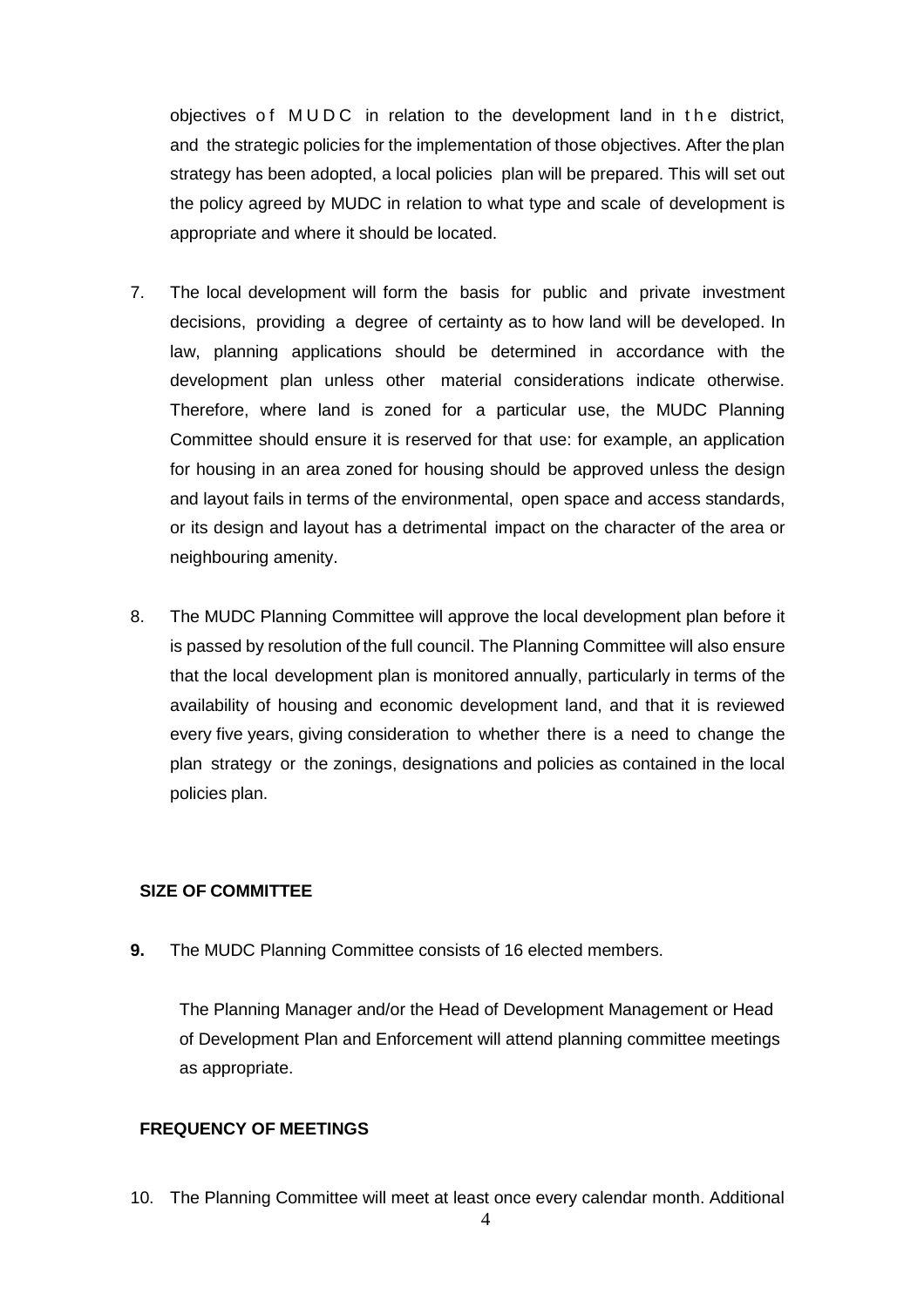objectives of MUDC in relation to the development land in the district, and the strategic policies for the implementation of those objectives. After the plan strategy has been adopted, a local policies plan will be prepared. This will set out the policy agreed by MUDC in relation to what type and scale of development is appropriate and where it should be located.

7. The local development will form the basis for public and private investment decisions, providing a degree of certainty as to how land will be developed. In law, planning applications should be determined in accordance with the development plan unless other material considerations indicate otherwise. Therefore, where land is zoned for a particular use, the MUDC Planning Committee should ensure it is reserved for that use: for example, an application for housing in an area zoned for housing should be approved unless the design and layout fails in terms of the environmental, open space and access standards, or its design and layout has a detrimental impact on the character of the area or neighbouring amenity.

8. The MUDC Planning Committee will approve the local development plan before it is passed by resolution of the full council. The Planning Committee will also ensure that the local development plan is monitored annually, particularly in terms of the availability of housing and economic development land, and that it is reviewed every five years, giving consideration to whether there is a need to change the plan strategy or the zonings, designations and policies as contained in the local policies plan.

## SIZE OF COMMITTEE

**9.** The MUDC Planning Committee consists of 16 elected members.

The Planning Manager and/or the Head of Development Management or Head of Development Plan and Enforcement will attend planning committee meetings as appropriate.

## FREQUENCY OF MEETINGS

10. The Planning Committee will meet at least once every calendar month. Additional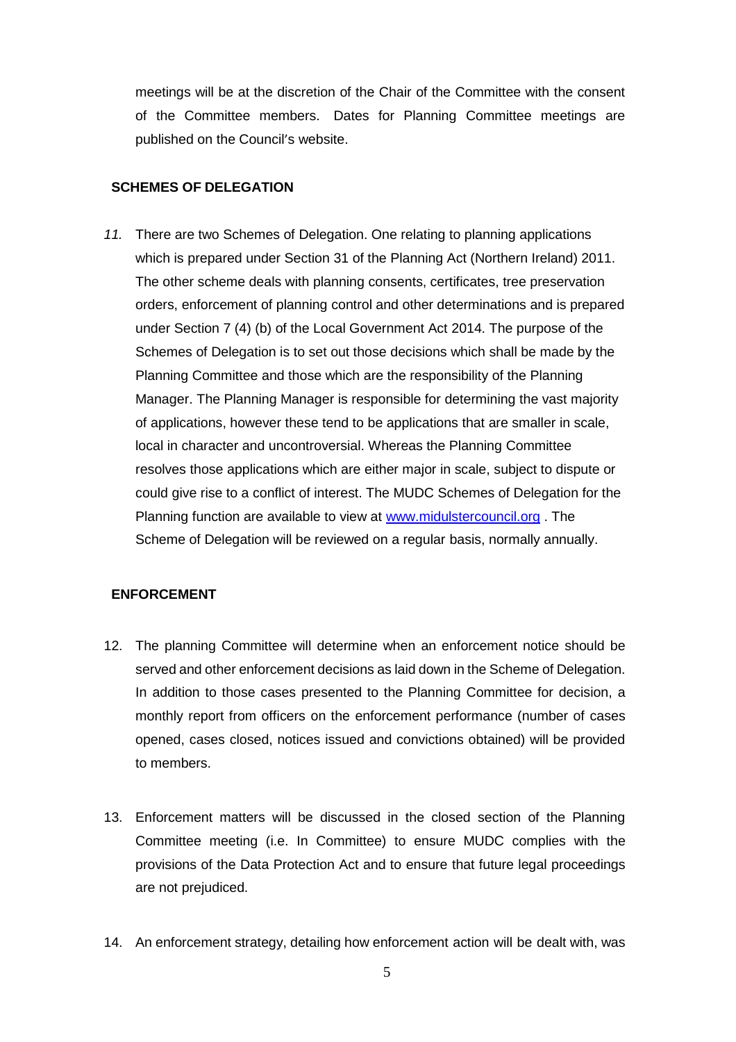meetings will be at the discretion of the Chair of the Committee with the consent of the Committee members. Dates for Planning Committee meetings are published on the Council's website.

## SCHEMES OF DELEGATION

*11.* There are two Schemes of Delegation. One relating to planning applications which is prepared under Section 31 of the Planning Act (Northern Ireland) 2011. The other scheme deals with planning consents, certificates, tree preservation orders, enforcement of planning control and other determinations and is prepared under Section 7 (4) (b) of the Local Government Act 2014. The purpose of the Schemes of Delegation is to set out those decisions which shall be made by the Planning Committee and those which are the responsibility of the Planning Manager. The Planning Manager is responsible for determining the vast majority of applications, however these tend to be applications that are smaller in scale, local in character and uncontroversial. Whereas the Planning Committee resolves those applications which are either major in scale, subject to dispute or could give rise to a conflict of interest. The MUDC Schemes of Delegation for the Planning function are available to view at [www.midulstercouncil.org](http://www.midulstercouncil.org) . The Scheme of Delegation will be reviewed on a regular basis, normally annually.

## ENFORCEMENT

12. The planning Committee will determine when an enforcement notice should be served and other enforcement decisions as laid down in the Scheme of Delegation. In addition to those cases presented to the Planning Committee for decision, a monthly report from officers on the enforcement performance (number of cases opened, cases closed, notices issued and convictions obtained) will be provided to members.

13. Enforcement matters will be discussed in the closed section of the Planning Committee meeting (i.e. In Committee) to ensure MUDC complies with the provisions of the Data Protection Act and to ensure that future legal proceedings are not prejudiced.

14. An enforcement strategy, detailing how enforcement action will be dealt with, was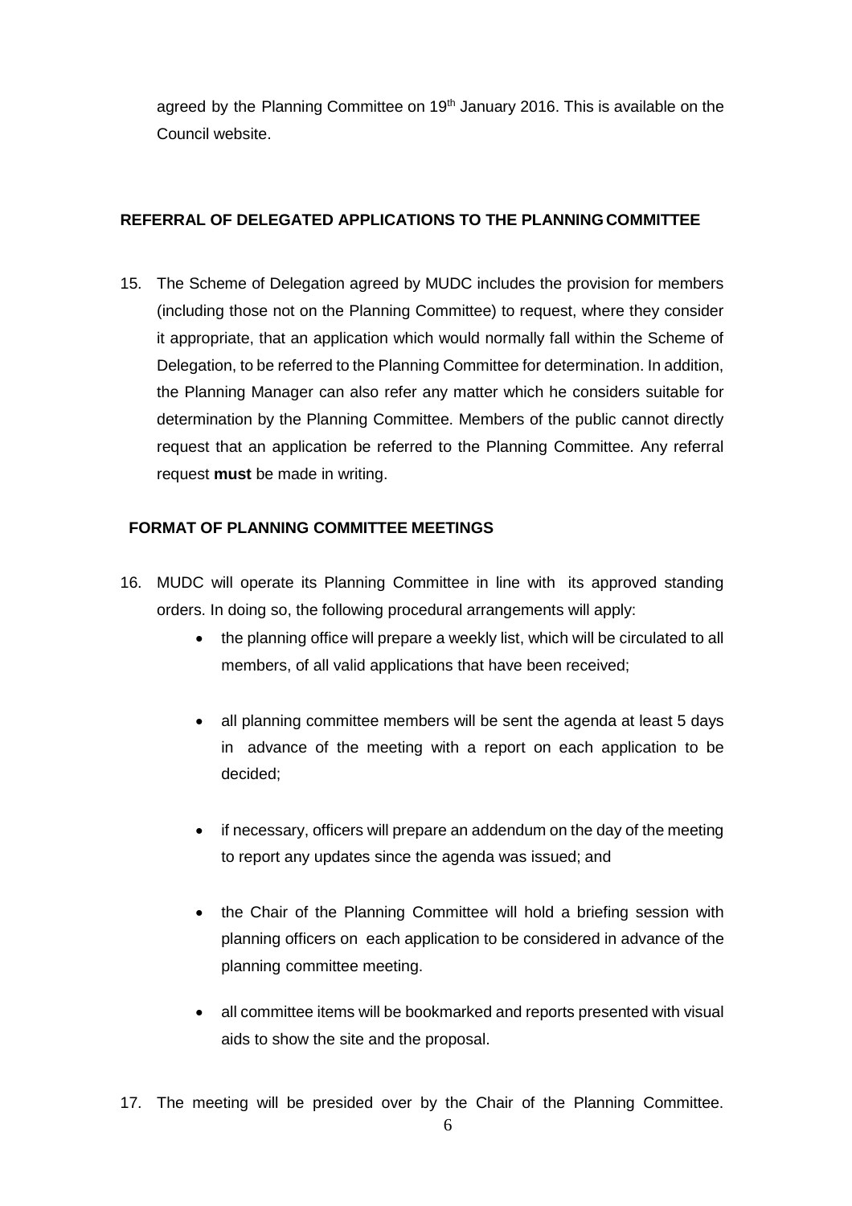agreed by the Planning Committee on 19th January 2016. This is available on the Council website.

## REFERRAL OF DELEGATED APPLICATIONS TO THE PLANNING COMMITTEE

15. The Scheme of Delegation agreed by MUDC includes the provision for members (including those not on the Planning Committee) to request, where they consider it appropriate, that an application which would normally fall within the Scheme of Delegation, to be referred to the Planning Committee for determination. In addition, the Planning Manager can also refer any matter which he considers suitable for determination by the Planning Committee. Members of the public cannot directly request that an application be referred to the Planning Committee. Any referral request **must** be made in writing.

## FORMAT OF PLANNING COMMITTEE MEETINGS

16. MUDC will operate its Planning Committee in line with its approved standing orders. In doing so, the following procedural arrangements will apply:
    - the planning office will prepare a weekly list, which will be circulated to all members, of all valid applications that have been received;
    - all planning committee members will be sent the agenda at least 5 days in advance of the meeting with a report on each application to be decided;
    - if necessary, officers will prepare an addendum on the day of the meeting to report any updates since the agenda was issued; and
    - the Chair of the Planning Committee will hold a briefing session with planning officers on each application to be considered in advance of the planning committee meeting.
    - all committee items will be bookmarked and reports presented with visual aids to show the site and the proposal.

17. The meeting will be presided over by the Chair of the Planning Committee.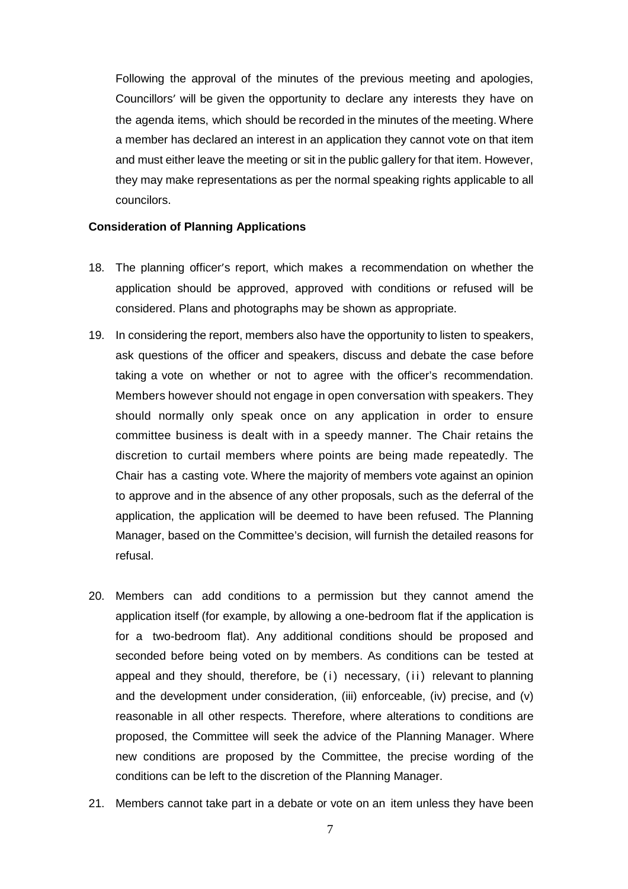Following the approval of the minutes of the previous meeting and apologies, Councillors' will be given the opportunity to declare any interests they have on the agenda items, which should be recorded in the minutes of the meeting. Where a member has declared an interest in an application they cannot vote on that item and must either leave the meeting or sit in the public gallery for that item. However, they may make representations as per the normal speaking rights applicable to all councilors.

**Consideration of Planning Applications**

18. The planning officer's report, which makes a recommendation on whether the application should be approved, approved with conditions or refused will be considered. Plans and photographs may be shown as appropriate.

19. In considering the report, members also have the opportunity to listen to speakers, ask questions of the officer and speakers, discuss and debate the case before taking a vote on whether or not to agree with the officer's recommendation. Members however should not engage in open conversation with speakers. They should normally only speak once on any application in order to ensure committee business is dealt with in a speedy manner. The Chair retains the discretion to curtail members where points are being made repeatedly. The Chair has a casting vote. Where the majority of members vote against an opinion to approve and in the absence of any other proposals, such as the deferral of the application, the application will be deemed to have been refused. The Planning Manager, based on the Committee's decision, will furnish the detailed reasons for refusal.

20. Members can add conditions to a permission but they cannot amend the application itself (for example, by allowing a one-bedroom flat if the application is for a two-bedroom flat). Any additional conditions should be proposed and seconded before being voted on by members. As conditions can be tested at appeal and they should, therefore, be (i) necessary, (ii) relevant to planning and the development under consideration, (iii) enforceable, (iv) precise, and (v) reasonable in all other respects. Therefore, where alterations to conditions are proposed, the Committee will seek the advice of the Planning Manager. Where new conditions are proposed by the Committee, the precise wording of the conditions can be left to the discretion of the Planning Manager.

21. Members cannot take part in a debate or vote on an item unless they have been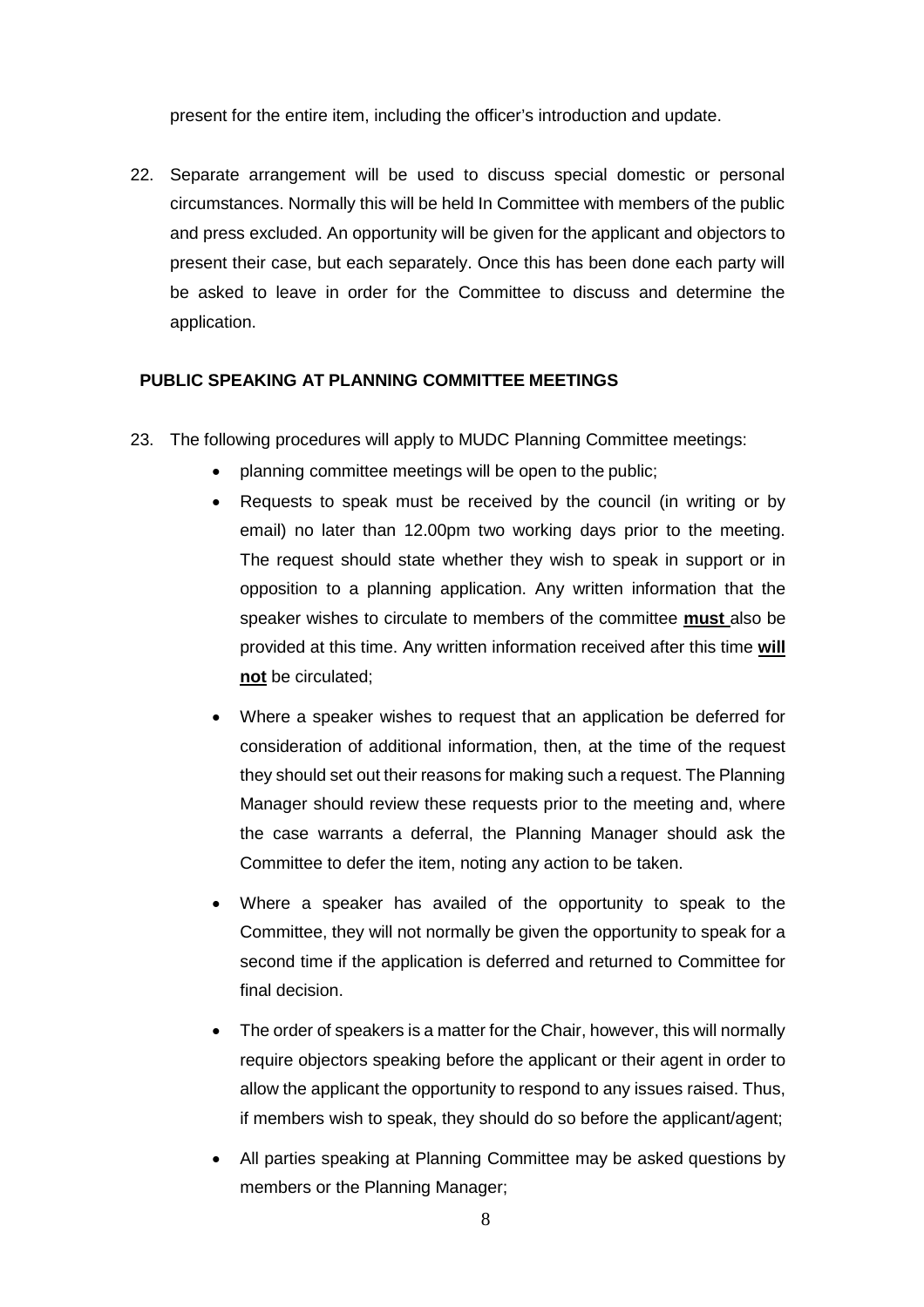present for the entire item, including the officer's introduction and update.

22. Separate arrangement will be used to discuss special domestic or personal circumstances. Normally this will be held In Committee with members of the public and press excluded. An opportunity will be given for the applicant and objectors to present their case, but each separately. Once this has been done each party will be asked to leave in order for the Committee to discuss and determine the application.

## PUBLIC SPEAKING AT PLANNING COMMITTEE MEETINGS

23. The following procedures will apply to MUDC Planning Committee meetings:
    - planning committee meetings will be open to the public;
    - Requests to speak must be received by the council (in writing or by email) no later than 12.00pm two working days prior to the meeting. The request should state whether they wish to speak in support or in opposition to a planning application. Any written information that the speaker wishes to circulate to members of the committee <u>**must**</u> also be provided at this time. Any written information received after this time <u>**will not**</u> be circulated;
    - Where a speaker wishes to request that an application be deferred for consideration of additional information, then, at the time of the request they should set out their reasons for making such a request. The Planning Manager should review these requests prior to the meeting and, where the case warrants a deferral, the Planning Manager should ask the Committee to defer the item, noting any action to be taken.
    - Where a speaker has availed of the opportunity to speak to the Committee, they will not normally be given the opportunity to speak for a second time if the application is deferred and returned to Committee for final decision.
    - The order of speakers is a matter for the Chair, however, this will normally require objectors speaking before the applicant or their agent in order to allow the applicant the opportunity to respond to any issues raised. Thus, if members wish to speak, they should do so before the applicant/agent;
    - All parties speaking at Planning Committee may be asked questions by members or the Planning Manager;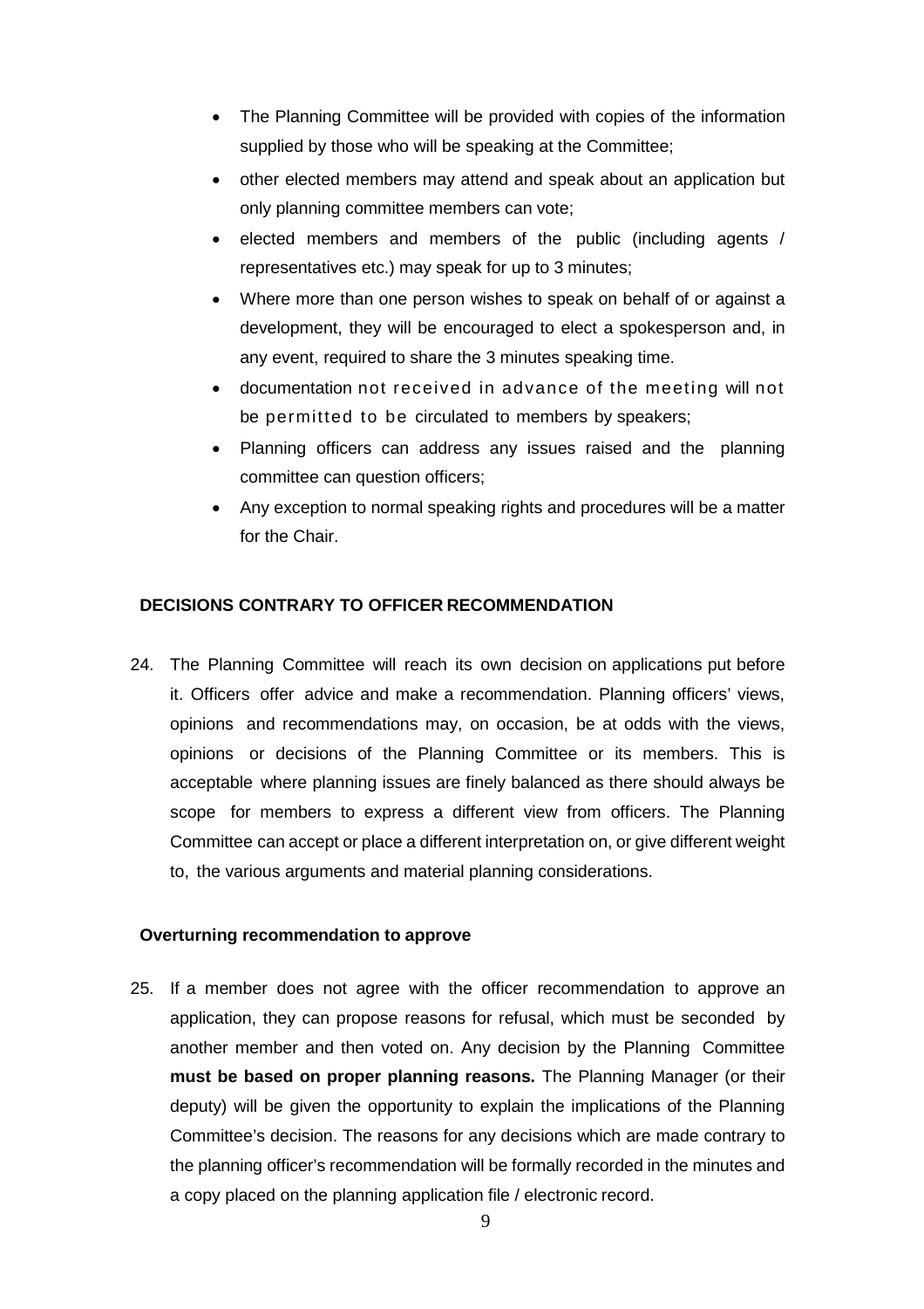- The Planning Committee will be provided with copies of the information supplied by those who will be speaking at the Committee;
- other elected members may attend and speak about an application but only planning committee members can vote;
- elected members and members of the public (including agents / representatives etc.) may speak for up to 3 minutes;
- Where more than one person wishes to speak on behalf of or against a development, they will be encouraged to elect a spokesperson and, in any event, required to share the 3 minutes speaking time.
- documentation not received in advance of the meeting will not be permitted to be circulated to members by speakers;
- Planning officers can address any issues raised and the planning committee can question officers;
- Any exception to normal speaking rights and procedures will be a matter for the Chair.

## DECISIONS CONTRARY TO OFFICER RECOMMENDATION

24. The Planning Committee will reach its own decision on applications put before it. Officers offer advice and make a recommendation. Planning officers' views, opinions and recommendations may, on occasion, be at odds with the views, opinions or decisions of the Planning Committee or its members. This is acceptable where planning issues are finely balanced as there should always be scope for members to express a different view from officers. The Planning Committee can accept or place a different interpretation on, or give different weight to, the various arguments and material planning considerations.

### Overturning recommendation to approve

25. If a member does not agree with the officer recommendation to approve an application, they can propose reasons for refusal, which must be seconded by another member and then voted on. Any decision by the Planning Committee **must be based on proper planning reasons.** The Planning Manager (or their deputy) will be given the opportunity to explain the implications of the Planning Committee's decision. The reasons for any decisions which are made contrary to the planning officer's recommendation will be formally recorded in the minutes and a copy placed on the planning application file / electronic record.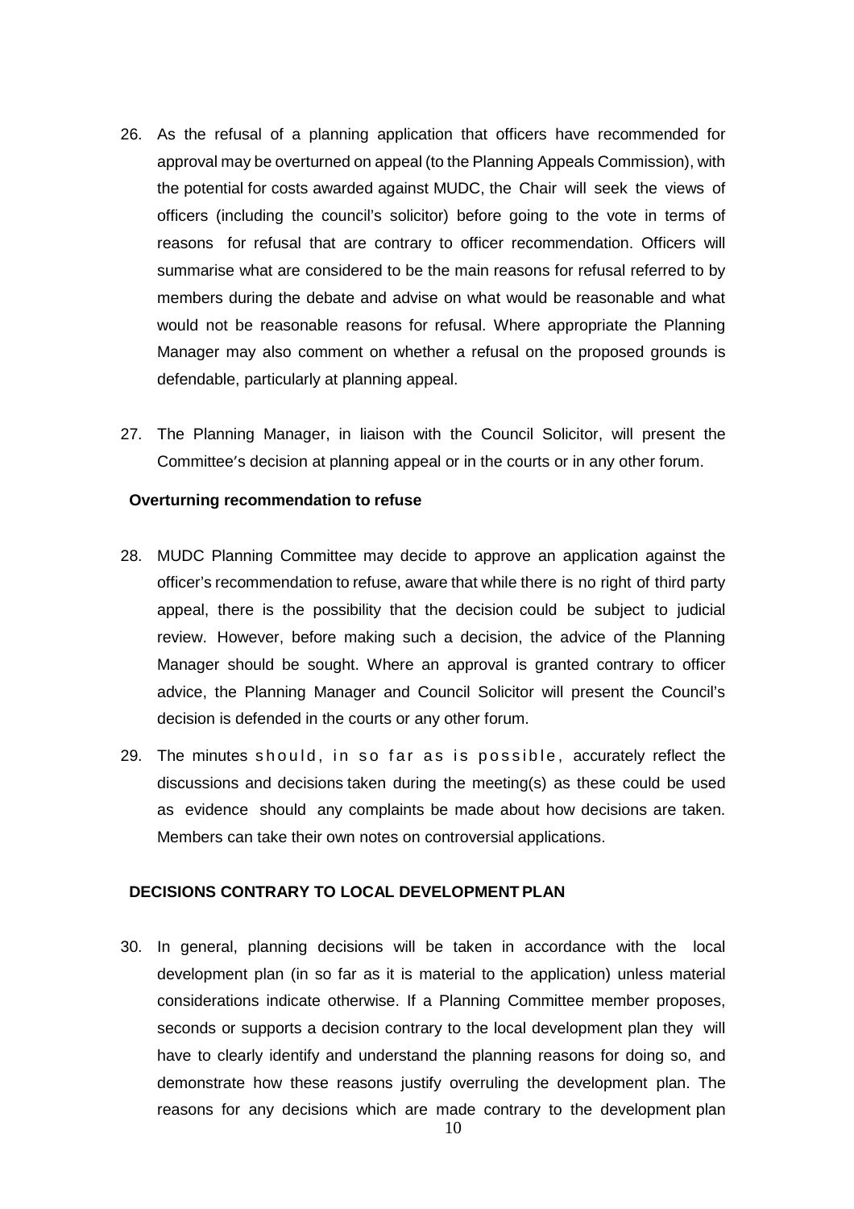26. As the refusal of a planning application that officers have recommended for approval may be overturned on appeal (to the Planning Appeals Commission), with the potential for costs awarded against MUDC, the Chair will seek the views of officers (including the council's solicitor) before going to the vote in terms of reasons for refusal that are contrary to officer recommendation. Officers will summarise what are considered to be the main reasons for refusal referred to by members during the debate and advise on what would be reasonable and what would not be reasonable reasons for refusal. Where appropriate the Planning Manager may also comment on whether a refusal on the proposed grounds is defendable, particularly at planning appeal.

27. The Planning Manager, in liaison with the Council Solicitor, will present the Committee's decision at planning appeal or in the courts or in any other forum.

**Overturning recommendation to refuse**

28. MUDC Planning Committee may decide to approve an application against the officer's recommendation to refuse, aware that while there is no right of third party appeal, there is the possibility that the decision could be subject to judicial review. However, before making such a decision, the advice of the Planning Manager should be sought. Where an approval is granted contrary to officer advice, the Planning Manager and Council Solicitor will present the Council's decision is defended in the courts or any other forum.

29. The minutes should, in so far as is possible, accurately reflect the discussions and decisions taken during the meeting(s) as these could be used as evidence should any complaints be made about how decisions are taken. Members can take their own notes on controversial applications.

**DECISIONS CONTRARY TO LOCAL DEVELOPMENT PLAN**

30. In general, planning decisions will be taken in accordance with the local development plan (in so far as it is material to the application) unless material considerations indicate otherwise. If a Planning Committee member proposes, seconds or supports a decision contrary to the local development plan they will have to clearly identify and understand the planning reasons for doing so, and demonstrate how these reasons justify overruling the development plan. The reasons for any decisions which are made contrary to the development plan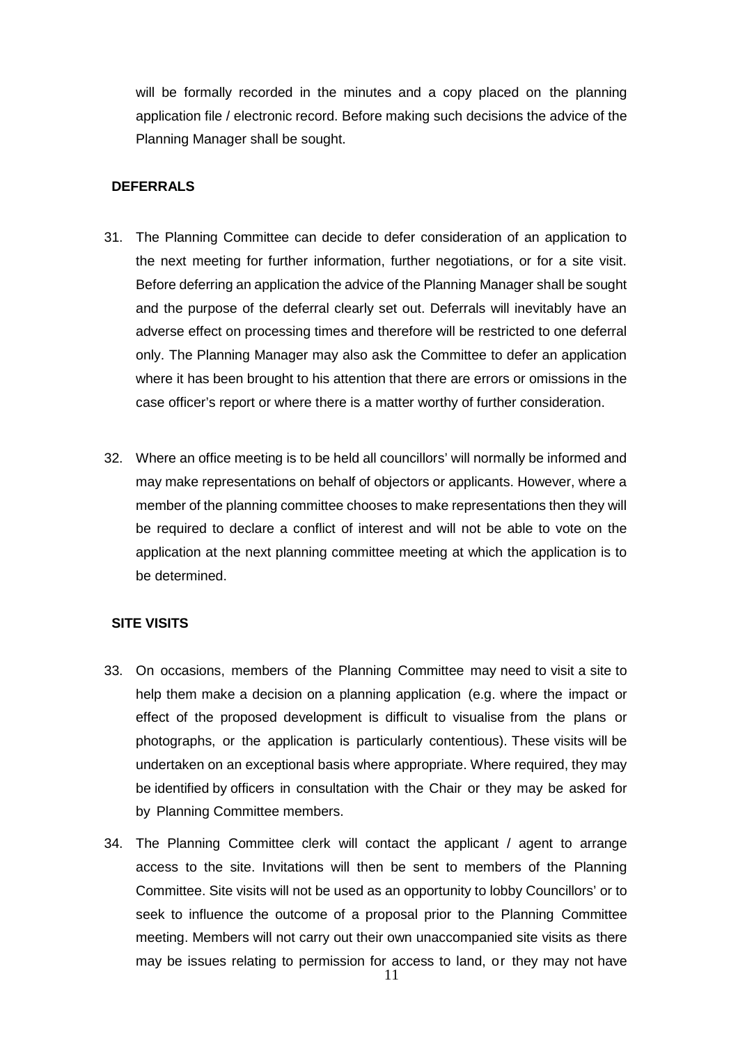will be formally recorded in the minutes and a copy placed on the planning application file / electronic record. Before making such decisions the advice of the Planning Manager shall be sought.

## DEFERRALS

31. The Planning Committee can decide to defer consideration of an application to the next meeting for further information, further negotiations, or for a site visit. Before deferring an application the advice of the Planning Manager shall be sought and the purpose of the deferral clearly set out. Deferrals will inevitably have an adverse effect on processing times and therefore will be restricted to one deferral only. The Planning Manager may also ask the Committee to defer an application where it has been brought to his attention that there are errors or omissions in the case officer's report or where there is a matter worthy of further consideration.

32. Where an office meeting is to be held all councillors' will normally be informed and may make representations on behalf of objectors or applicants. However, where a member of the planning committee chooses to make representations then they will be required to declare a conflict of interest and will not be able to vote on the application at the next planning committee meeting at which the application is to be determined.

## SITE VISITS

33. On occasions, members of the Planning Committee may need to visit a site to help them make a decision on a planning application (e.g. where the impact or effect of the proposed development is difficult to visualise from the plans or photographs, or the application is particularly contentious). These visits will be undertaken on an exceptional basis where appropriate. Where required, they may be identified by officers in consultation with the Chair or they may be asked for by Planning Committee members.

34. The Planning Committee clerk will contact the applicant / agent to arrange access to the site. Invitations will then be sent to members of the Planning Committee. Site visits will not be used as an opportunity to lobby Councillors' or to seek to influence the outcome of a proposal prior to the Planning Committee meeting. Members will not carry out their own unaccompanied site visits as there may be issues relating to permission for access to land, or they may not have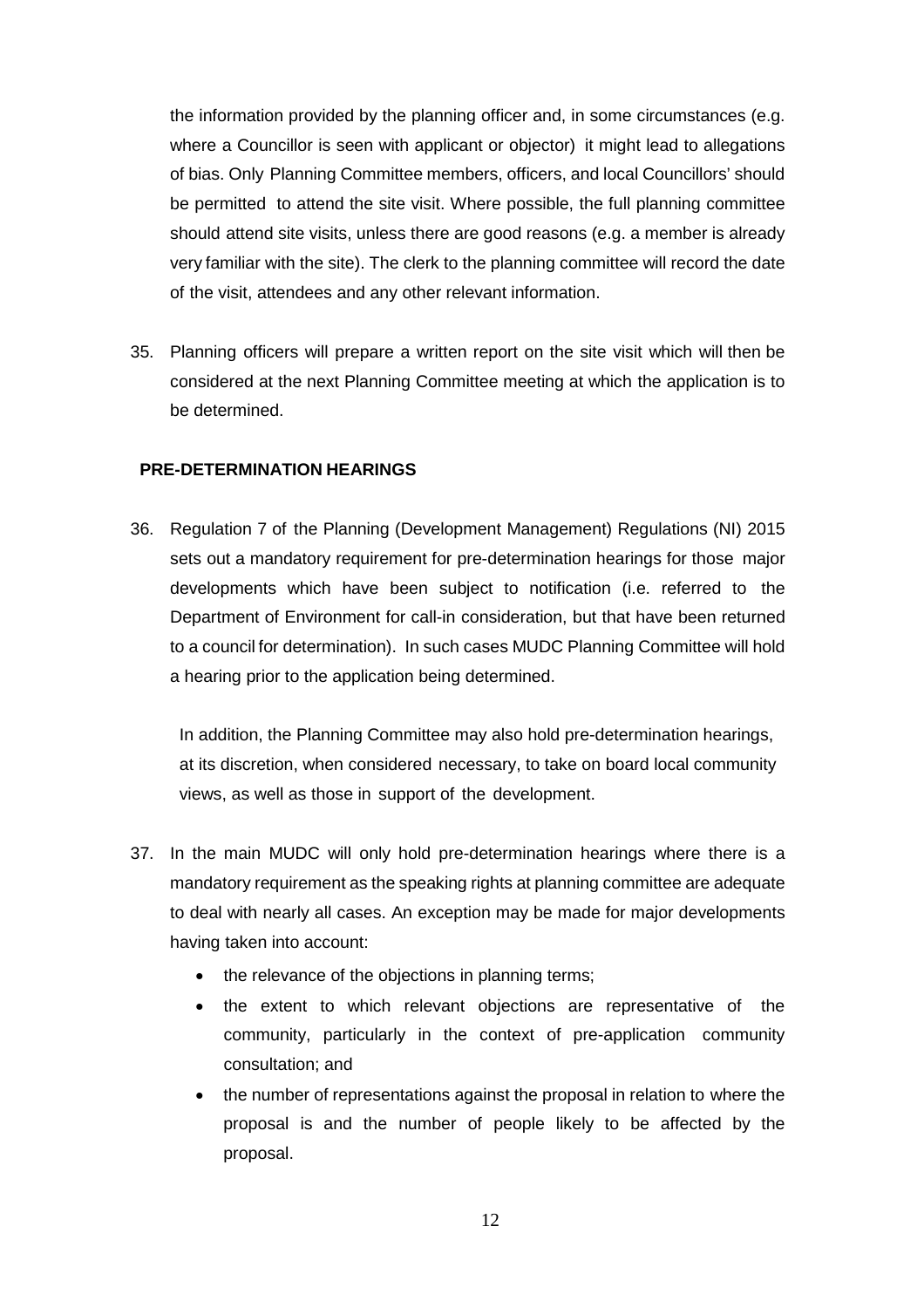the information provided by the planning officer and, in some circumstances (e.g. where a Councillor is seen with applicant or objector) it might lead to allegations of bias. Only Planning Committee members, officers, and local Councillors' should be permitted to attend the site visit. Where possible, the full planning committee should attend site visits, unless there are good reasons (e.g. a member is already very familiar with the site). The clerk to the planning committee will record the date of the visit, attendees and any other relevant information.

35. Planning officers will prepare a written report on the site visit which will then be considered at the next Planning Committee meeting at which the application is to be determined.

## PRE-DETERMINATION HEARINGS

36. Regulation 7 of the Planning (Development Management) Regulations (NI) 2015 sets out a mandatory requirement for pre-determination hearings for those major developments which have been subject to notification (i.e. referred to the Department of Environment for call-in consideration, but that have been returned to a council for determination). In such cases MUDC Planning Committee will hold a hearing prior to the application being determined.

    In addition, the Planning Committee may also hold pre-determination hearings, at its discretion, when considered necessary, to take on board local community views, as well as those in support of the development.

37. In the main MUDC will only hold pre-determination hearings where there is a mandatory requirement as the speaking rights at planning committee are adequate to deal with nearly all cases. An exception may be made for major developments having taken into account:
    - the relevance of the objections in planning terms;
    - the extent to which relevant objections are representative of the community, particularly in the context of pre-application community consultation; and
    - the number of representations against the proposal in relation to where the proposal is and the number of people likely to be affected by the proposal.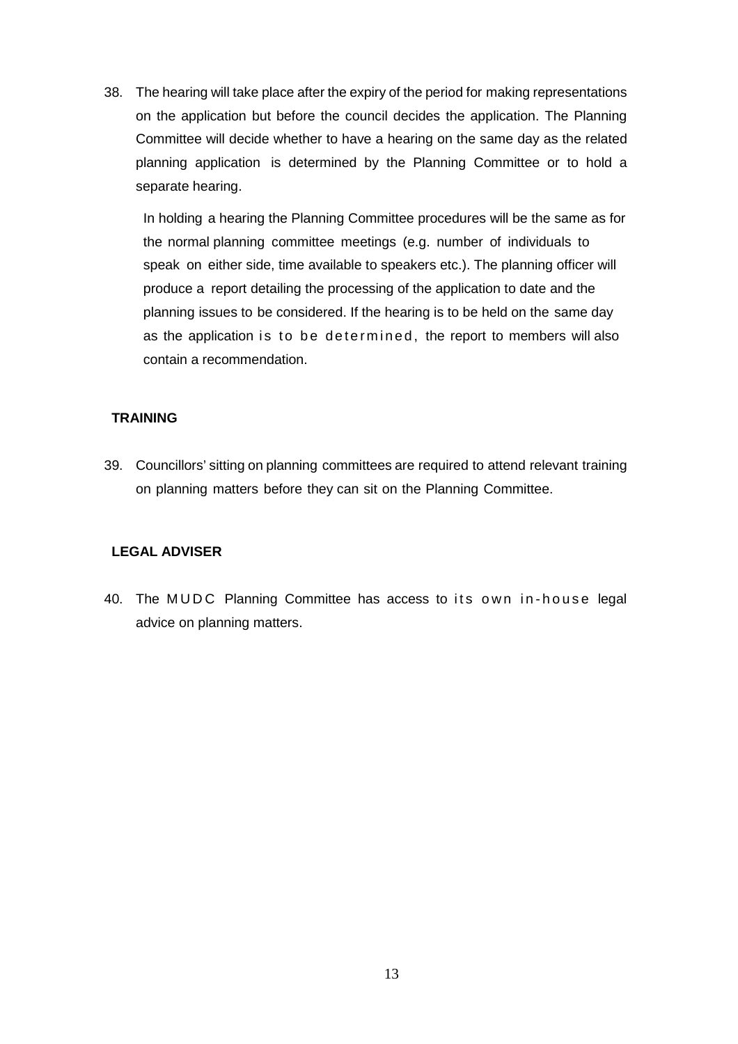38. The hearing will take place after the expiry of the period for making representations on the application but before the council decides the application. The Planning Committee will decide whether to have a hearing on the same day as the related planning application is determined by the Planning Committee or to hold a separate hearing.

    In holding a hearing the Planning Committee procedures will be the same as for the normal planning committee meetings (e.g. number of individuals to speak on either side, time available to speakers etc.). The planning officer will produce a report detailing the processing of the application to date and the planning issues to be considered. If the hearing is to be held on the same day as the application is to be determined, the report to members will also contain a recommendation.

**TRAINING**

39. Councillors' sitting on planning committees are required to attend relevant training on planning matters before they can sit on the Planning Committee.

**LEGAL ADVISER**

40. The MUDC Planning Committee has access to its own in-house legal advice on planning matters.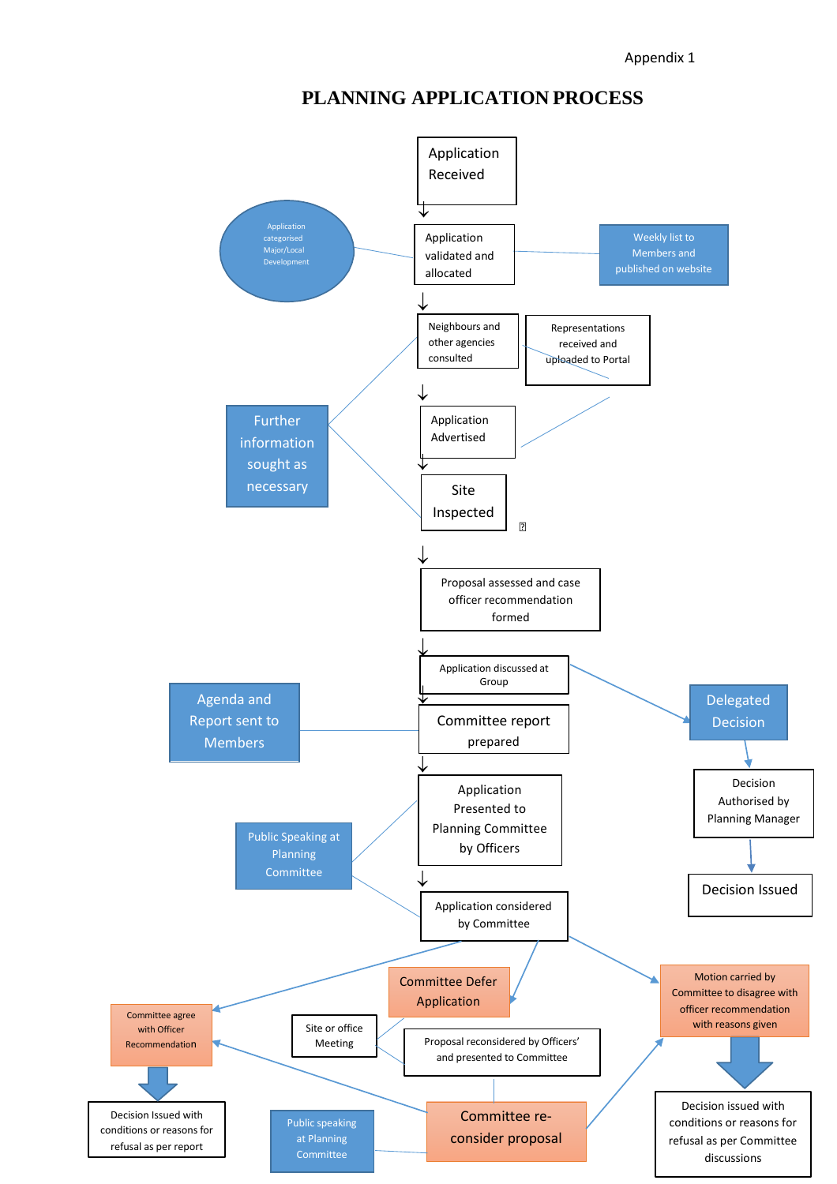Appendix 1

# PLANNING APPLICATION PROCESS

Application Received

Application categorised Major/Local Development

Application validated and allocated

Weekly list to Members and published on website

Neighbours and other agencies consulted

Representations received and uploaded to Portal

Further information sought as necessary

Application Advertised

Site Inspected

Proposal assessed and case officer recommendation formed

Application discussed at Group

Delegated Decision

Agenda and Report sent to Members

Committee report prepared

Decision Authorised by Planning Manager

Decision Issued

Public Speaking at Planning Committee

Application Presented to Planning Committee by Officers

Application considered by Committee

Committee Defer Application

Motion carried by Committee to disagree with officer recommendation with reasons given

Committee agree with Officer Recommendation

Site or office Meeting

Proposal reconsidered by Officers' and presented to Committee

Decision Issued with conditions or reasons for refusal as per report

Committee re-consider proposal

Public speaking at Planning Committee

Decision issued with conditions or reasons for refusal as per Committee discussions